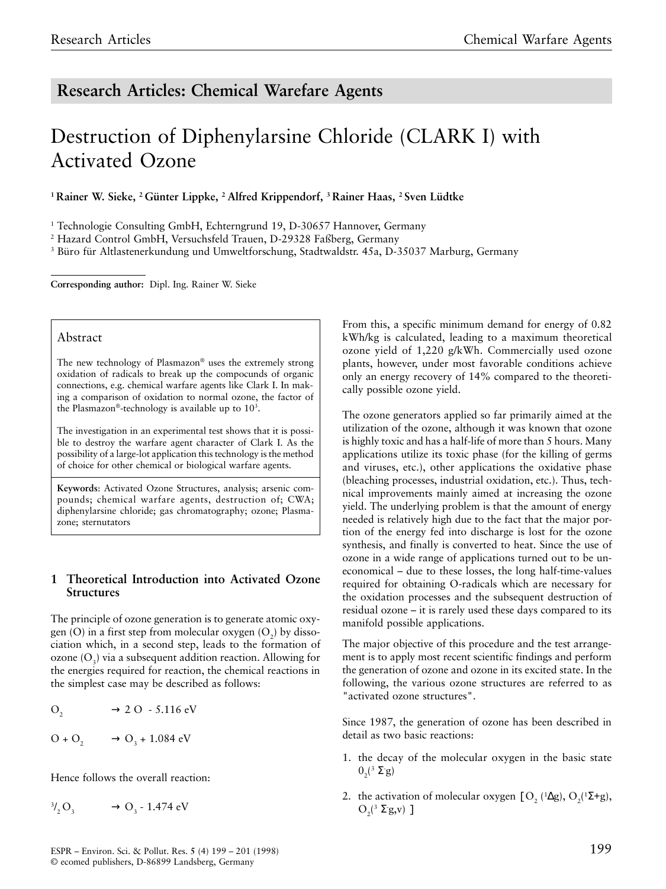## Research Articles: Chemical Warfare Agents

# Destruction of Diphenylarsine Chloride (CLARK I) with Activated Ozone

[1] **Rainer W. Sieke,** [2] **Günter Lippke,** [2] **Alfred Krippendorf,** [3] **Rainer Haas,** [2] **Sven Lüdtke**

[1] Technologie Consulting GmbH, Echterngrund 19, D-30657 Hannover, Germany
[2] Hazard Control GmbH, Versuchsfeld Trauen, D-29328 Faßberg, Germany
[3] Büro für Altlastenerkundung und Umweltforschung, Stadtwaldstr. 45a, D-35037 Marburg, Germany

**Corresponding author:** Dipl. Ing. Rainer W. Sieke

### Abstract

The new technology of Plasmazon® uses the extremely strong oxidation of radicals to break up the compocunds of organic connections, e.g. chemical warfare agents like Clark I. In making a comparison of oxidation to normal ozone, the factor of the Plasmazon®-technology is available up to $10^3$.

The investigation in an experimental test shows that it is possible to destroy the warfare agent character of Clark I. As the possibility of a large-lot application this technology is the method of choice for other chemical or biological warfare agents.

**Keywords**: Activated Ozone Structures, analysis; arsenic compounds; chemical warfare agents, destruction of; CWA; diphenylarsine chloride; gas chromatography; ozone; Plasmazone; sternutators

## 1 Theoretical Introduction into Activated Ozone Structures

The principle of ozone generation is to generate atomic oxygen (O) in a first step from molecular oxygen ($O_2$) by dissociation which, in a second step, leads to the formation of ozone ($O_3$) via a subsequent addition reaction. Allowing for the energies required for reaction, the chemical reactions in the simplest case may be described as follows:

$$O_2 \rightarrow 2\,O \;-\; 5.116\text{ eV}$$

$$O + O_2 \rightarrow O_3 \;+\; 1.084\text{ eV}$$

Hence follows the overall reaction:

$$^3/_2\,O_3 \rightarrow O_3 \;-\; 1.474\text{ eV}$$

From this, a specific minimum demand for energy of 0.82 kWh/kg is calculated, leading to a maximum theoretical ozone yield of 1,220 g/kWh. Commercially used ozone plants, however, under most favorable conditions achieve only an energy recovery of 14% compared to the theoretically possible ozone yield.

The ozone generators applied so far primarily aimed at the utilization of the ozone, although it was known that ozone is highly toxic and has a half-life of more than 5 hours. Many applications utilize its toxic phase (for the killing of germs and viruses, etc.), other applications the oxidative phase (bleaching processes, industrial oxidation, etc.). Thus, technical improvements mainly aimed at increasing the ozone yield. The underlying problem is that the amount of energy needed is relatively high due to the fact that the major portion of the energy fed into discharge is lost for the ozone synthesis, and finally is converted to heat. Since the use of ozone in a wide range of applications turned out to be uneconomical – due to these losses, the long half-time-values required for obtaining O-radicals which are necessary for the oxidation processes and the subsequent destruction of residual ozone – it is rarely used these days compared to its manifold possible applications.

The major objective of this procedure and the test arrangement is to apply most recent scientific findings and perform the generation of ozone and ozone in its excited state. In the following, the various ozone structures are referred to as "activated ozone structures".

Since 1987, the generation of ozone has been described in detail as two basic reactions:

1. the decay of the molecular oxygen in the basic state $0_2(^3\Sigma^- g)$
2. the activation of molecular oxygen [ $O_2\,(^1\Delta g)$, $O_2(^1\Sigma+g)$, $O_2(^3\Sigma^- g,v)$ ]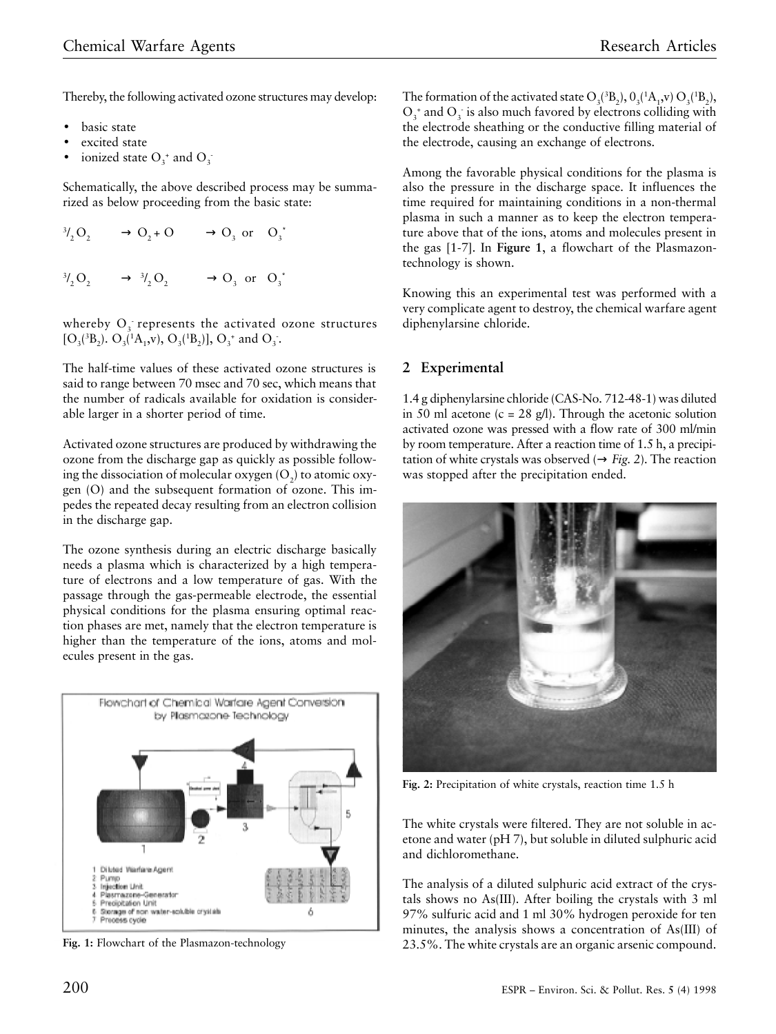Thereby, the following activated ozone structures may develop:

- basic state
- excited state
- ionized state $O_3^+$ and $O_3^-$

Schematically, the above described process may be summarized as below proceeding from the basic state:

$$^3/_2\,O_2 \quad \rightarrow O_2 + O \quad \rightarrow O_3 \text{ or } O_3^*$$

$$^3/_2\,O_2 \quad \rightarrow {}^3/_2\,O_2 \quad \rightarrow O_3 \text{ or } O_3^*$$

whereby $O_3^-$ represents the activated ozone structures $[O_3(^3B_2)$. $O_3(^1A_1,v)$, $O_3(^1B_2)]$, $O_3^+$ and $O_3^-$.

The half-time values of these activated ozone structures is said to range between 70 msec and 70 sec, which means that the number of radicals available for oxidation is considerable larger in a shorter period of time.

Activated ozone structures are produced by withdrawing the ozone from the discharge gap as quickly as possible following the dissociation of molecular oxygen ($O_2$) to atomic oxygen (O) and the subsequent formation of ozone. This impedes the repeated decay resulting from an electron collision in the discharge gap.

The ozone synthesis during an electric discharge basically needs a plasma which is characterized by a high temperature of electrons and a low temperature of gas. With the passage through the gas-permeable electrode, the essential physical conditions for the plasma ensuring optimal reaction phases are met, namely that the electron temperature is higher than the temperature of the ions, atoms and molecules present in the gas.

Fig. 1: Flowchart of the Plasmazon-technology

The formation of the activated state $O_3(^3B_2)$, $0_3(^1A_1,v)$ $O_3(^1B_2)$, $O_3^+$ and $O_3^-$ is also much favored by electrons colliding with the electrode sheathing or the conductive filling material of the electrode, causing an exchange of electrons.

Among the favorable physical conditions for the plasma is also the pressure in the discharge space. It influences the time required for maintaining conditions in a non-thermal plasma in such a manner as to keep the electron temperature above that of the ions, atoms and molecules present in the gas [1-7]. In **Figure 1**, a flowchart of the Plasmazon-technology is shown.

Knowing this an experimental test was performed with a very complicate agent to destroy, the chemical warfare agent diphenylarsine chloride.

## 2 Experimental

1.4 g diphenylarsine chloride (CAS-No. 712-48-1) was diluted in 50 ml acetone (c = 28 g/l). Through the acetonic solution activated ozone was pressed with a flow rate of 300 ml/min by room temperature. After a reaction time of 1.5 h, a precipitation of white crystals was observed (→ *Fig. 2*). The reaction was stopped after the precipitation ended.

**Fig. 2:** Precipitation of white crystals, reaction time 1.5 h

The white crystals were filtered. They are not soluble in acetone and water (pH 7), but soluble in diluted sulphuric acid and dichloromethane.

The analysis of a diluted sulphuric acid extract of the crystals shows no As(III). After boiling the crystals with 3 ml 97% sulfuric acid and 1 ml 30% hydrogen peroxide for ten minutes, the analysis shows a concentration of As(III) of 23.5%. The white crystals are an organic arsenic compound.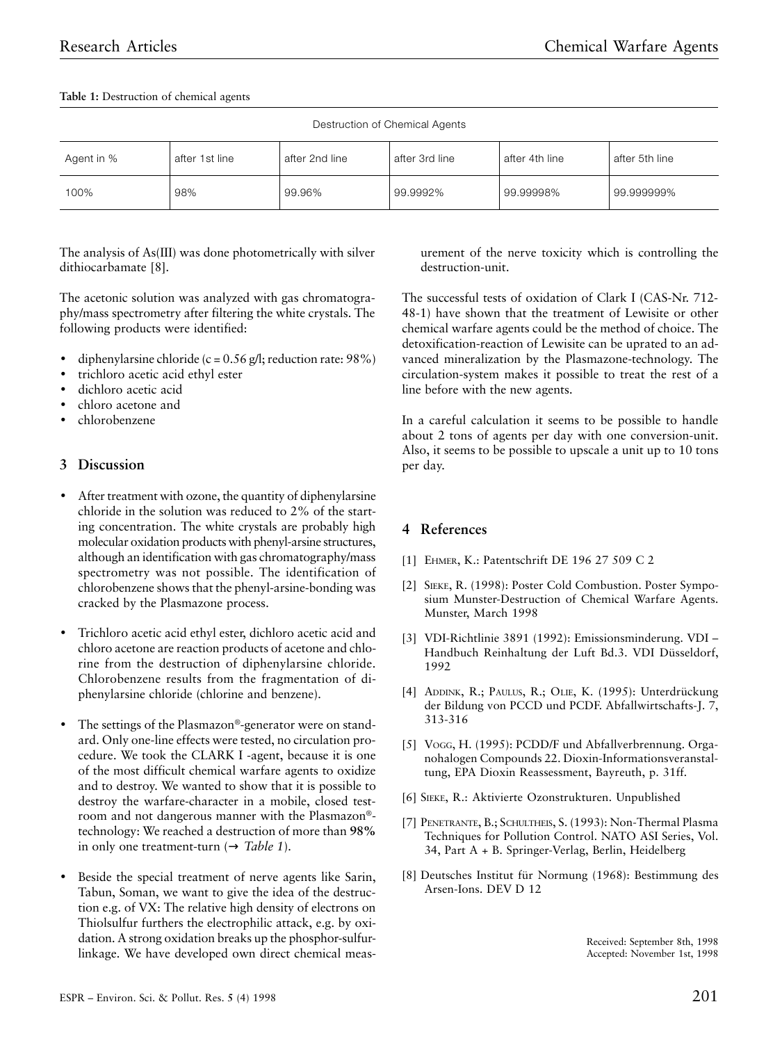**Table 1:** Destruction of chemical agents

| Destruction of Chemical Agents | | | | | |
|---|---|---|---|---|---|
| Agent in % | after 1st line | after 2nd line | after 3rd line | after 4th line | after 5th line |
| 100% | 98% | 99.96% | 99.9992% | 99.99998% | 99.999999% |

The analysis of As(III) was done photometrically with silver dithiocarbamate [8].

The acetonic solution was analyzed with gas chromatography/mass spectrometry after filtering the white crystals. The following products were identified:

- diphenylarsine chloride (c = 0.56 g/l; reduction rate: 98%)
- trichloro acetic acid ethyl ester
- dichloro acetic acid
- chloro acetone and
- chlorobenzene

## 3 Discussion

- After treatment with ozone, the quantity of diphenylarsine chloride in the solution was reduced to 2% of the starting concentration. The white crystals are probably high molecular oxidation products with phenyl-arsine structures, although an identification with gas chromatography/mass spectrometry was not possible. The identification of chlorobenzene shows that the phenyl-arsine-bonding was cracked by the Plasmazone process.
- Trichloro acetic acid ethyl ester, dichloro acetic acid and chloro acetone are reaction products of acetone and chlorine from the destruction of diphenylarsine chloride. Chlorobenzene results from the fragmentation of diphenylarsine chloride (chlorine and benzene).
- The settings of the Plasmazon®-generator were on standard. Only one-line effects were tested, no circulation procedure. We took the CLARK I -agent, because it is one of the most difficult chemical warfare agents to oxidize and to destroy. We wanted to show that it is possible to destroy the warfare-character in a mobile, closed testroom and not dangerous manner with the Plasmazon®-technology: We reached a destruction of more than **98%** in only one treatment-turn (→ *Table 1*).
- Beside the special treatment of nerve agents like Sarin, Tabun, Soman, we want to give the idea of the destruction e.g. of VX: The relative high density of electrons on Thiolsulfur furthers the electrophilic attack, e.g. by oxidation. A strong oxidation breaks up the phosphor-sulfur-linkage. We have developed own direct chemical measurement of the nerve toxicity which is controlling the destruction-unit.

The successful tests of oxidation of Clark I (CAS-Nr. 712-48-1) have shown that the treatment of Lewisite or other chemical warfare agents could be the method of choice. The detoxification-reaction of Lewisite can be uprated to an advanced mineralization by the Plasmazone-technology. The circulation-system makes it possible to treat the rest of a line before with the new agents.

In a careful calculation it seems to be possible to handle about 2 tons of agents per day with one conversion-unit. Also, it seems to be possible to upscale a unit up to 10 tons per day.

## 4 References

[1] Ehmer, K.: Patentschrift DE 196 27 509 C 2

[2] Sieke, R. (1998): Poster Cold Combustion. Poster Symposium Munster-Destruction of Chemical Warfare Agents. Munster, March 1998

[3] VDI-Richtlinie 3891 (1992): Emissionsminderung. VDI – Handbuch Reinhaltung der Luft Bd.3. VDI Düsseldorf, 1992

[4] Addink, R.; Paulus, R.; Olie, K. (1995): Unterdrückung der Bildung von PCCD und PCDF. Abfallwirtschafts-J. 7, 313-316

[5] Vogg, H. (1995): PCDD/F und Abfallverbrennung. Organohalogen Compounds 22. Dioxin-Informationsveranstaltung, EPA Dioxin Reassessment, Bayreuth, p. 31ff.

[6] Sieke, R.: Aktivierte Ozonstrukturen. Unpublished

[7] Penetrante, B.; Schultheis, S. (1993): Non-Thermal Plasma Techniques for Pollution Control. NATO ASI Series, Vol. 34, Part A + B. Springer-Verlag, Berlin, Heidelberg

[8] Deutsches Institut für Normung (1968): Bestimmung des Arsen-Ions. DEV D 12

Received: September 8th, 1998
Accepted: November 1st, 1998